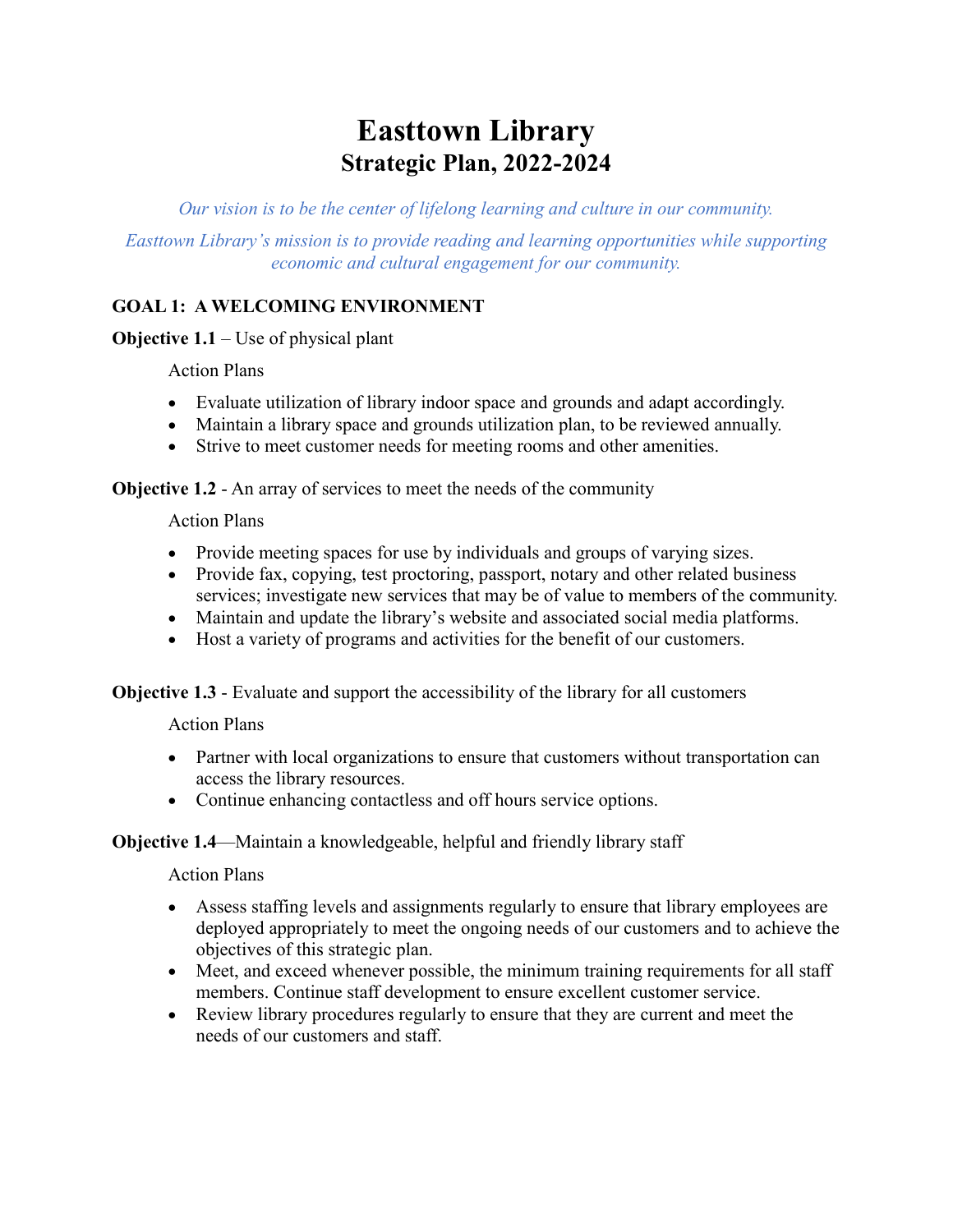# Easttown Library
## Strategic Plan, 2022-2024

*Our vision is to be the center of lifelong learning and culture in our community.*

*Easttown Library's mission is to provide reading and learning opportunities while supporting economic and cultural engagement for our community.*

### GOAL 1: A WELCOMING ENVIRONMENT

**Objective 1.1** – Use of physical plant

Action Plans

- Evaluate utilization of library indoor space and grounds and adapt accordingly.
- Maintain a library space and grounds utilization plan, to be reviewed annually.
- Strive to meet customer needs for meeting rooms and other amenities.

**Objective 1.2** - An array of services to meet the needs of the community

Action Plans

- Provide meeting spaces for use by individuals and groups of varying sizes.
- Provide fax, copying, test proctoring, passport, notary and other related business services; investigate new services that may be of value to members of the community.
- Maintain and update the library's website and associated social media platforms.
- Host a variety of programs and activities for the benefit of our customers.

**Objective 1.3** - Evaluate and support the accessibility of the library for all customers

Action Plans

- Partner with local organizations to ensure that customers without transportation can access the library resources.
- Continue enhancing contactless and off hours service options.

**Objective 1.4**—Maintain a knowledgeable, helpful and friendly library staff

Action Plans

- Assess staffing levels and assignments regularly to ensure that library employees are deployed appropriately to meet the ongoing needs of our customers and to achieve the objectives of this strategic plan.
- Meet, and exceed whenever possible, the minimum training requirements for all staff members. Continue staff development to ensure excellent customer service.
- Review library procedures regularly to ensure that they are current and meet the needs of our customers and staff.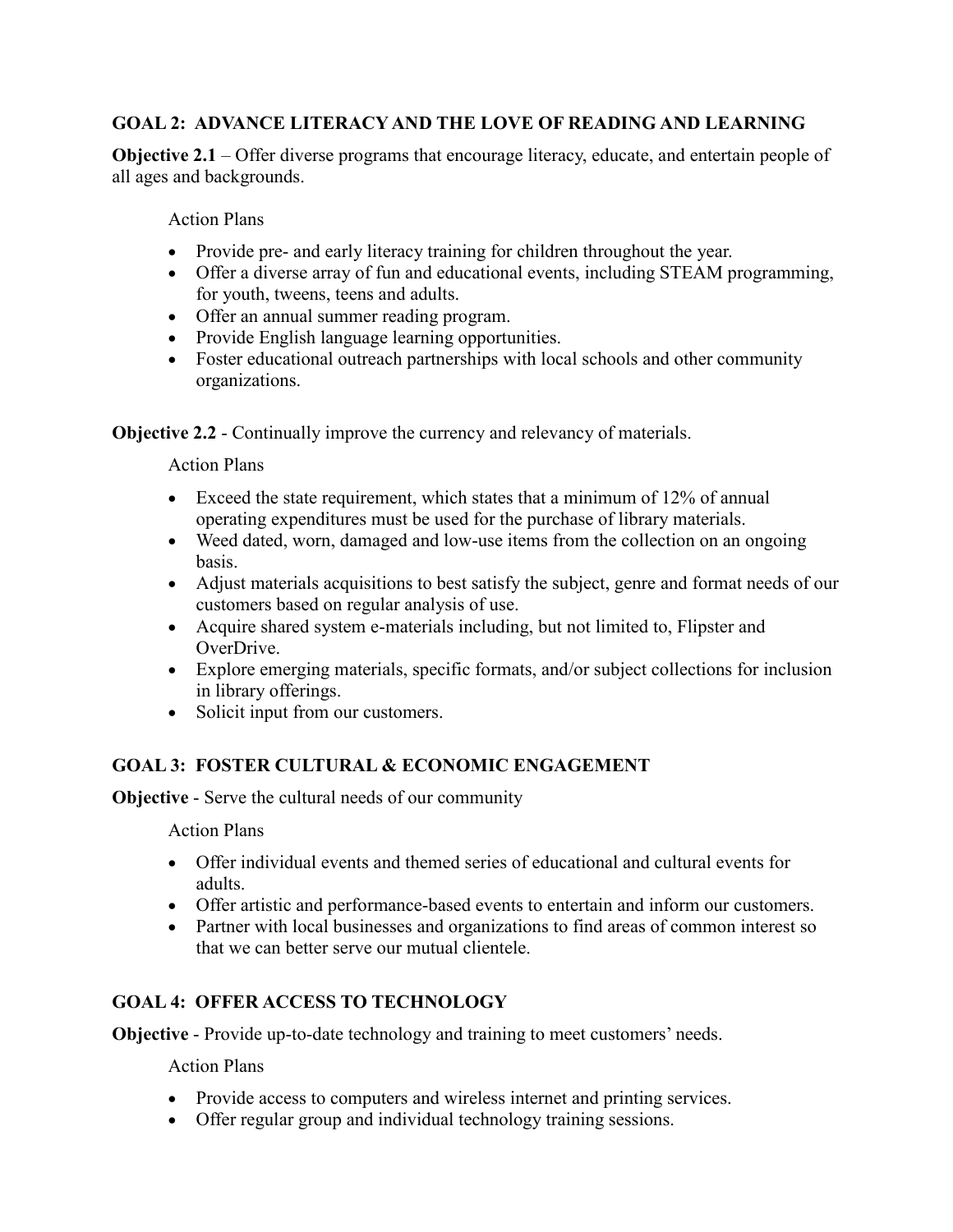## GOAL 2: ADVANCE LITERACY AND THE LOVE OF READING AND LEARNING

**Objective 2.1** – Offer diverse programs that encourage literacy, educate, and entertain people of all ages and backgrounds.

Action Plans

- Provide pre- and early literacy training for children throughout the year.
- Offer a diverse array of fun and educational events, including STEAM programming, for youth, tweens, teens and adults.
- Offer an annual summer reading program.
- Provide English language learning opportunities.
- Foster educational outreach partnerships with local schools and other community organizations.

**Objective 2.2** - Continually improve the currency and relevancy of materials.

Action Plans

- Exceed the state requirement, which states that a minimum of 12% of annual operating expenditures must be used for the purchase of library materials.
- Weed dated, worn, damaged and low-use items from the collection on an ongoing basis.
- Adjust materials acquisitions to best satisfy the subject, genre and format needs of our customers based on regular analysis of use.
- Acquire shared system e-materials including, but not limited to, Flipster and OverDrive.
- Explore emerging materials, specific formats, and/or subject collections for inclusion in library offerings.
- Solicit input from our customers.

## GOAL 3: FOSTER CULTURAL & ECONOMIC ENGAGEMENT

**Objective** - Serve the cultural needs of our community

Action Plans

- Offer individual events and themed series of educational and cultural events for adults.
- Offer artistic and performance-based events to entertain and inform our customers.
- Partner with local businesses and organizations to find areas of common interest so that we can better serve our mutual clientele.

## GOAL 4: OFFER ACCESS TO TECHNOLOGY

**Objective** - Provide up-to-date technology and training to meet customers' needs.

Action Plans

- Provide access to computers and wireless internet and printing services.
- Offer regular group and individual technology training sessions.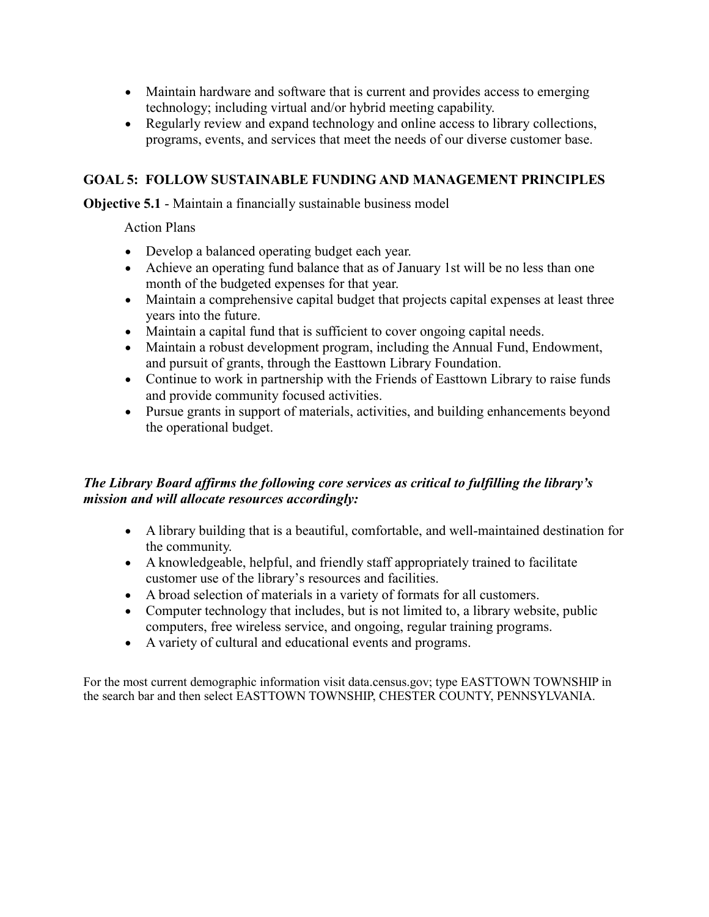- Maintain hardware and software that is current and provides access to emerging technology; including virtual and/or hybrid meeting capability.
- Regularly review and expand technology and online access to library collections, programs, events, and services that meet the needs of our diverse customer base.

## GOAL 5: FOLLOW SUSTAINABLE FUNDING AND MANAGEMENT PRINCIPLES

**Objective 5.1** - Maintain a financially sustainable business model

Action Plans

- Develop a balanced operating budget each year.
- Achieve an operating fund balance that as of January 1st will be no less than one month of the budgeted expenses for that year.
- Maintain a comprehensive capital budget that projects capital expenses at least three years into the future.
- Maintain a capital fund that is sufficient to cover ongoing capital needs.
- Maintain a robust development program, including the Annual Fund, Endowment, and pursuit of grants, through the Easttown Library Foundation.
- Continue to work in partnership with the Friends of Easttown Library to raise funds and provide community focused activities.
- Pursue grants in support of materials, activities, and building enhancements beyond the operational budget.

***The Library Board affirms the following core services as critical to fulfilling the library's mission and will allocate resources accordingly:***

- A library building that is a beautiful, comfortable, and well-maintained destination for the community.
- A knowledgeable, helpful, and friendly staff appropriately trained to facilitate customer use of the library's resources and facilities.
- A broad selection of materials in a variety of formats for all customers.
- Computer technology that includes, but is not limited to, a library website, public computers, free wireless service, and ongoing, regular training programs.
- A variety of cultural and educational events and programs.

For the most current demographic information visit data.census.gov; type EASTTOWN TOWNSHIP in the search bar and then select EASTTOWN TOWNSHIP, CHESTER COUNTY, PENNSYLVANIA.